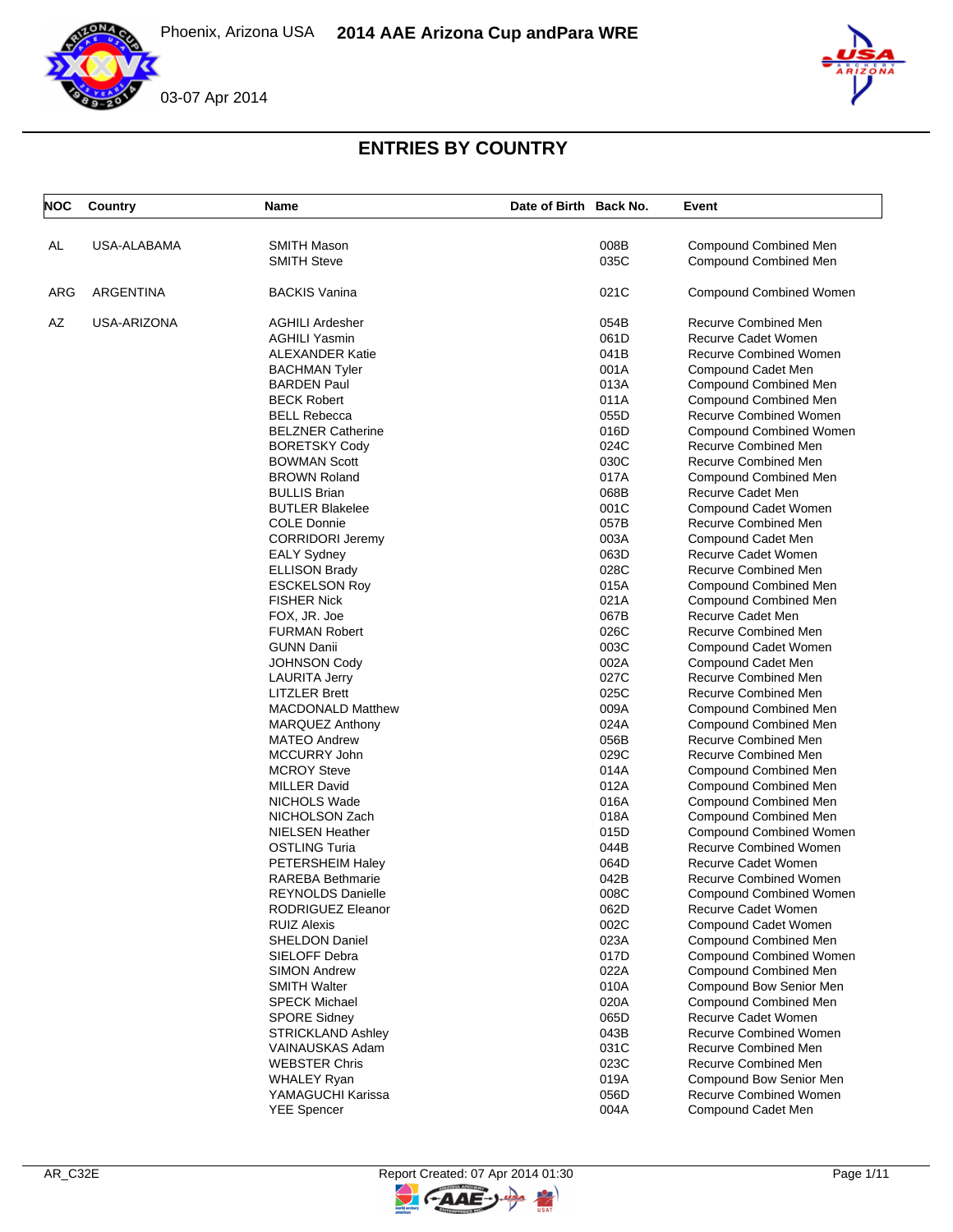Phoenix, Arizona USA **2014 AAE Arizona Cup andPara WRE**

03-07 Apr 2014

# ENTRIES BY COUNTRY

| NOC | Country | Name | Date of Birth | Back No. | Event |
|---|---|---|---|---|---|
| AL | USA-ALABAMA | SMITH Mason | | 008B | Compound Combined Men |
| | | SMITH Steve | | 035C | Compound Combined Men |
| ARG | ARGENTINA | BACKIS Vanina | | 021C | Compound Combined Women |
| AZ | USA-ARIZONA | AGHILI Ardesher | | 054B | Recurve Combined Men |
| | | AGHILI Yasmin | | 061D | Recurve Cadet Women |
| | | ALEXANDER Katie | | 041B | Recurve Combined Women |
| | | BACHMAN Tyler | | 001A | Compound Cadet Men |
| | | BARDEN Paul | | 013A | Compound Combined Men |
| | | BECK Robert | | 011A | Compound Combined Men |
| | | BELL Rebecca | | 055D | Recurve Combined Women |
| | | BELZNER Catherine | | 016D | Compound Combined Women |
| | | BORETSKY Cody | | 024C | Recurve Combined Men |
| | | BOWMAN Scott | | 030C | Recurve Combined Men |
| | | BROWN Roland | | 017A | Compound Combined Men |
| | | BULLIS Brian | | 068B | Recurve Cadet Men |
| | | BUTLER Blakelee | | 001C | Compound Cadet Women |
| | | COLE Donnie | | 057B | Recurve Combined Men |
| | | CORRIDORI Jeremy | | 003A | Compound Cadet Men |
| | | EALY Sydney | | 063D | Recurve Cadet Women |
| | | ELLISON Brady | | 028C | Recurve Combined Men |
| | | ESCKELSON Roy | | 015A | Compound Combined Men |
| | | FISHER Nick | | 021A | Compound Combined Men |
| | | FOX, JR. Joe | | 067B | Recurve Cadet Men |
| | | FURMAN Robert | | 026C | Recurve Combined Men |
| | | GUNN Danii | | 003C | Compound Cadet Women |
| | | JOHNSON Cody | | 002A | Compound Cadet Men |
| | | LAURITA Jerry | | 027C | Recurve Combined Men |
| | | LITZLER Brett | | 025C | Recurve Combined Men |
| | | MACDONALD Matthew | | 009A | Compound Combined Men |
| | | MARQUEZ Anthony | | 024A | Compound Combined Men |
| | | MATEO Andrew | | 056B | Recurve Combined Men |
| | | MCCURRY John | | 029C | Recurve Combined Men |
| | | MCROY Steve | | 014A | Compound Combined Men |
| | | MILLER David | | 012A | Compound Combined Men |
| | | NICHOLS Wade | | 016A | Compound Combined Men |
| | | NICHOLSON Zach | | 018A | Compound Combined Men |
| | | NIELSEN Heather | | 015D | Compound Combined Women |
| | | OSTLING Turia | | 044B | Recurve Combined Women |
| | | PETERSHEIM Haley | | 064D | Recurve Cadet Women |
| | | RAREBA Bethmarie | | 042B | Recurve Combined Women |
| | | REYNOLDS Danielle | | 008C | Compound Combined Women |
| | | RODRIGUEZ Eleanor | | 062D | Recurve Cadet Women |
| | | RUIZ Alexis | | 002C | Compound Cadet Women |
| | | SHELDON Daniel | | 023A | Compound Combined Men |
| | | SIELOFF Debra | | 017D | Compound Combined Women |
| | | SIMON Andrew | | 022A | Compound Combined Men |
| | | SMITH Walter | | 010A | Compound Bow Senior Men |
| | | SPECK Michael | | 020A | Compound Combined Men |
| | | SPORE Sidney | | 065D | Recurve Cadet Women |
| | | STRICKLAND Ashley | | 043B | Recurve Combined Women |
| | | VAINAUSKAS Adam | | 031C | Recurve Combined Men |
| | | WEBSTER Chris | | 023C | Recurve Combined Men |
| | | WHALEY Ryan | | 019A | Compound Bow Senior Men |
| | | YAMAGUCHI Karissa | | 056D | Recurve Combined Women |
| | | YEE Spencer | | 004A | Compound Cadet Men |

AR_C32E Report Created: 07 Apr 2014 01:30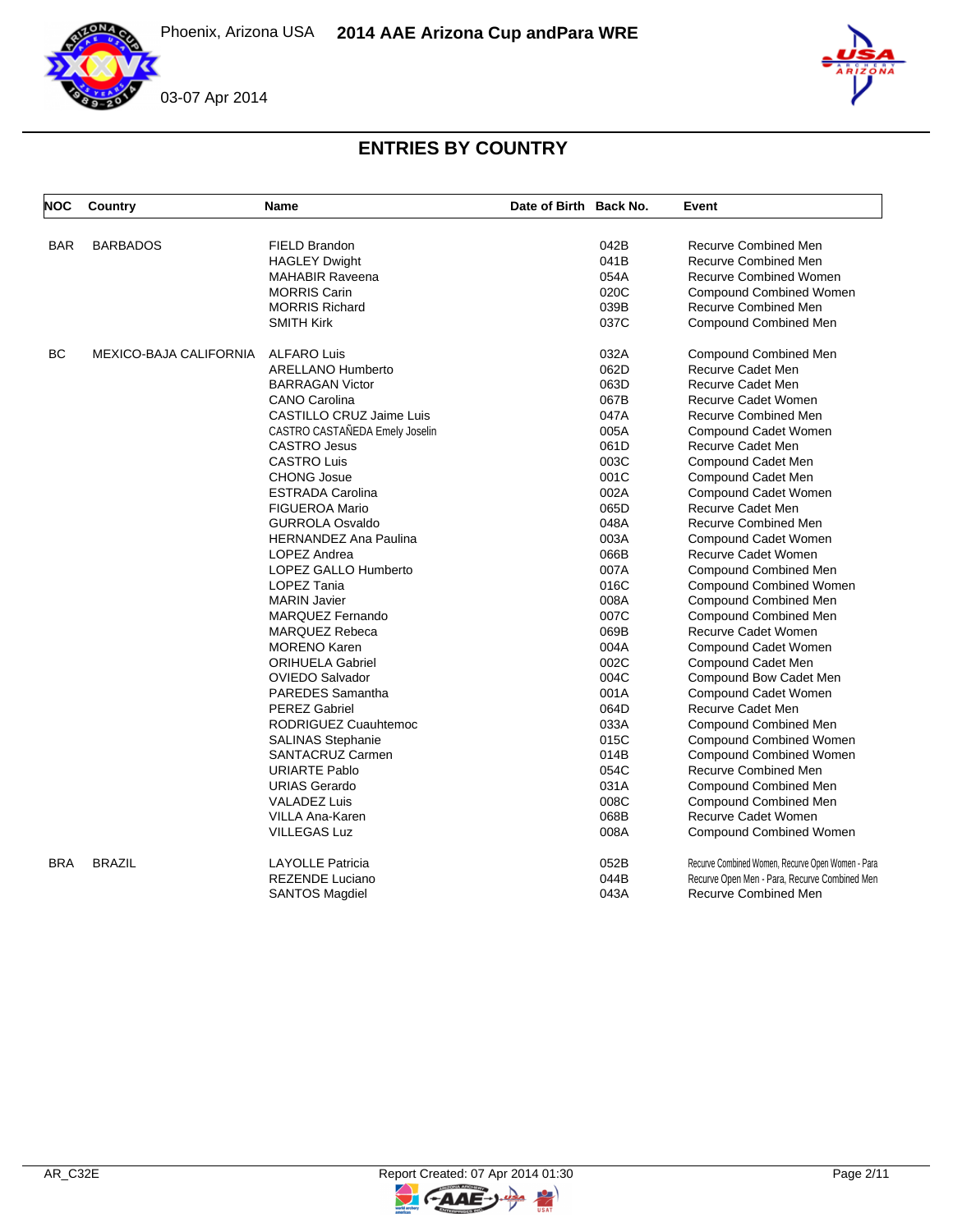# ENTRIES BY COUNTRY

| NOC | Country | Name | Date of Birth | Back No. | Event |
|---|---|---|---|---|---|
| BAR | BARBADOS | FIELD Brandon | | 042B | Recurve Combined Men |
| | | HAGLEY Dwight | | 041B | Recurve Combined Men |
| | | MAHABIR Raveena | | 054A | Recurve Combined Women |
| | | MORRIS Carin | | 020C | Compound Combined Women |
| | | MORRIS Richard | | 039B | Recurve Combined Men |
| | | SMITH Kirk | | 037C | Compound Combined Men |
| BC | MEXICO-BAJA CALIFORNIA | ALFARO Luis | | 032A | Compound Combined Men |
| | | ARELLANO Humberto | | 062D | Recurve Cadet Men |
| | | BARRAGAN Victor | | 063D | Recurve Cadet Men |
| | | CANO Carolina | | 067B | Recurve Cadet Women |
| | | CASTILLO CRUZ Jaime Luis | | 047A | Recurve Combined Men |
| | | CASTRO CASTAÑEDA Emely Joselin | | 005A | Compound Cadet Women |
| | | CASTRO Jesus | | 061D | Recurve Cadet Men |
| | | CASTRO Luis | | 003C | Compound Cadet Men |
| | | CHONG Josue | | 001C | Compound Cadet Men |
| | | ESTRADA Carolina | | 002A | Compound Cadet Women |
| | | FIGUEROA Mario | | 065D | Recurve Cadet Men |
| | | GURROLA Osvaldo | | 048A | Recurve Combined Men |
| | | HERNANDEZ Ana Paulina | | 003A | Compound Cadet Women |
| | | LOPEZ Andrea | | 066B | Recurve Cadet Women |
| | | LOPEZ GALLO Humberto | | 007A | Compound Combined Men |
| | | LOPEZ Tania | | 016C | Compound Combined Women |
| | | MARIN Javier | | 008A | Compound Combined Men |
| | | MARQUEZ Fernando | | 007C | Compound Combined Men |
| | | MARQUEZ Rebeca | | 069B | Recurve Cadet Women |
| | | MORENO Karen | | 004A | Compound Cadet Women |
| | | ORIHUELA Gabriel | | 002C | Compound Cadet Men |
| | | OVIEDO Salvador | | 004C | Compound Bow Cadet Men |
| | | PAREDES Samantha | | 001A | Compound Cadet Women |
| | | PEREZ Gabriel | | 064D | Recurve Cadet Men |
| | | RODRIGUEZ Cuauhtemoc | | 033A | Compound Combined Men |
| | | SALINAS Stephanie | | 015C | Compound Combined Women |
| | | SANTACRUZ Carmen | | 014B | Compound Combined Women |
| | | URIARTE Pablo | | 054C | Recurve Combined Men |
| | | URIAS Gerardo | | 031A | Compound Combined Men |
| | | VALADEZ Luis | | 008C | Compound Combined Men |
| | | VILLA Ana-Karen | | 068B | Recurve Cadet Women |
| | | VILLEGAS Luz | | 008A | Compound Combined Women |
| BRA | BRAZIL | LAYOLLE Patricia | | 052B | Recurve Combined Women, Recurve Open Women - Para |
| | | REZENDE Luciano | | 044B | Recurve Open Men - Para, Recurve Combined Men |
| | | SANTOS Magdiel | | 043A | Recurve Combined Men |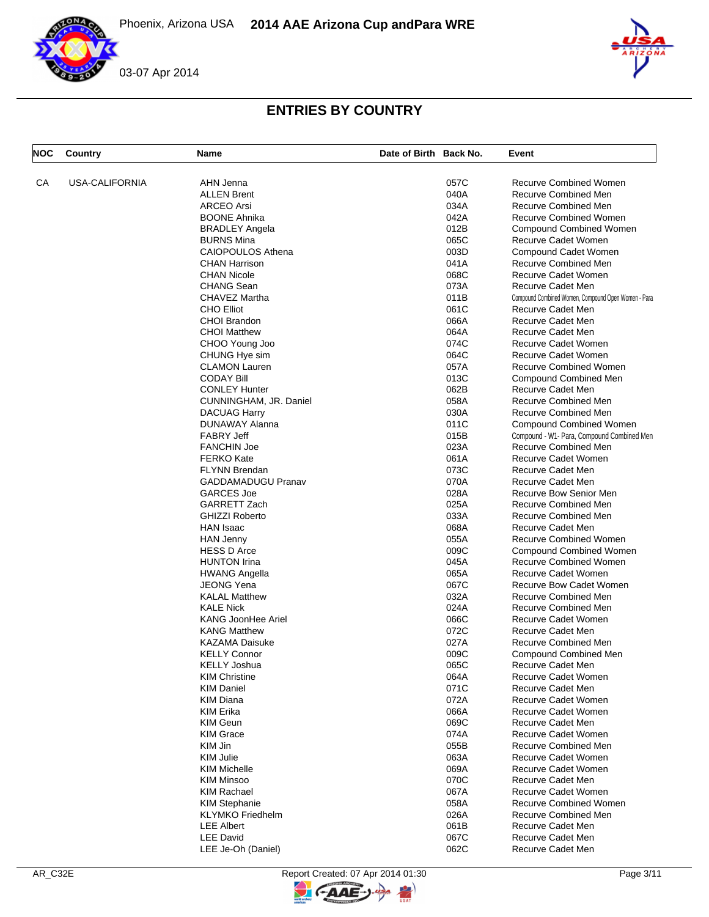# ENTRIES BY COUNTRY

| NOC | Country | Name | Date of Birth | Back No. | Event |
|---|---|---|---|---|---|
| CA | USA-CALIFORNIA | AHN Jenna | | 057C | Recurve Combined Women |
| | | ALLEN Brent | | 040A | Recurve Combined Men |
| | | ARCEO Arsi | | 034A | Recurve Combined Men |
| | | BOONE Ahnika | | 042A | Recurve Combined Women |
| | | BRADLEY Angela | | 012B | Compound Combined Women |
| | | BURNS Mina | | 065C | Recurve Cadet Women |
| | | CAIOPOULOS Athena | | 003D | Compound Cadet Women |
| | | CHAN Harrison | | 041A | Recurve Combined Men |
| | | CHAN Nicole | | 068C | Recurve Cadet Women |
| | | CHANG Sean | | 073A | Recurve Cadet Men |
| | | CHAVEZ Martha | | 011B | Compound Combined Women, Compound Open Women - Para |
| | | CHO Elliot | | 061C | Recurve Cadet Men |
| | | CHOI Brandon | | 066A | Recurve Cadet Men |
| | | CHOI Matthew | | 064A | Recurve Cadet Men |
| | | CHOO Young Joo | | 074C | Recurve Cadet Women |
| | | CHUNG Hye sim | | 064C | Recurve Cadet Women |
| | | CLAMON Lauren | | 057A | Recurve Combined Women |
| | | CODAY Bill | | 013C | Compound Combined Men |
| | | CONLEY Hunter | | 062B | Recurve Cadet Men |
| | | CUNNINGHAM, JR. Daniel | | 058A | Recurve Combined Men |
| | | DACUAG Harry | | 030A | Recurve Combined Men |
| | | DUNAWAY Alanna | | 011C | Compound Combined Women |
| | | FABRY Jeff | | 015B | Compound - W1- Para, Compound Combined Men |
| | | FANCHIN Joe | | 023A | Recurve Combined Men |
| | | FERKO Kate | | 061A | Recurve Cadet Women |
| | | FLYNN Brendan | | 073C | Recurve Cadet Men |
| | | GADDAMADUGU Pranav | | 070A | Recurve Cadet Men |
| | | GARCES Joe | | 028A | Recurve Bow Senior Men |
| | | GARRETT Zach | | 025A | Recurve Combined Men |
| | | GHIZZI Roberto | | 033A | Recurve Combined Men |
| | | HAN Isaac | | 068A | Recurve Cadet Men |
| | | HAN Jenny | | 055A | Recurve Combined Women |
| | | HESS D Arce | | 009C | Compound Combined Women |
| | | HUNTON Irina | | 045A | Recurve Combined Women |
| | | HWANG Angella | | 065A | Recurve Cadet Women |
| | | JEONG Yena | | 067C | Recurve Bow Cadet Women |
| | | KALAL Matthew | | 032A | Recurve Combined Men |
| | | KALE Nick | | 024A | Recurve Combined Men |
| | | KANG JoonHee Ariel | | 066C | Recurve Cadet Women |
| | | KANG Matthew | | 072C | Recurve Cadet Men |
| | | KAZAMA Daisuke | | 027A | Recurve Combined Men |
| | | KELLY Connor | | 009C | Compound Combined Men |
| | | KELLY Joshua | | 065C | Recurve Cadet Men |
| | | KIM Christine | | 064A | Recurve Cadet Women |
| | | KIM Daniel | | 071C | Recurve Cadet Men |
| | | KIM Diana | | 072A | Recurve Cadet Women |
| | | KIM Erika | | 066A | Recurve Cadet Women |
| | | KIM Geun | | 069C | Recurve Cadet Men |
| | | KIM Grace | | 074A | Recurve Cadet Women |
| | | KIM Jin | | 055B | Recurve Combined Men |
| | | KIM Julie | | 063A | Recurve Cadet Women |
| | | KIM Michelle | | 069A | Recurve Cadet Women |
| | | KIM Minsoo | | 070C | Recurve Cadet Men |
| | | KIM Rachael | | 067A | Recurve Cadet Women |
| | | KIM Stephanie | | 058A | Recurve Combined Women |
| | | KLYMKO Friedhelm | | 026A | Recurve Combined Men |
| | | LEE Albert | | 061B | Recurve Cadet Men |
| | | LEE David | | 067C | Recurve Cadet Men |
| | | LEE Je-Oh (Daniel) | | 062C | Recurve Cadet Men |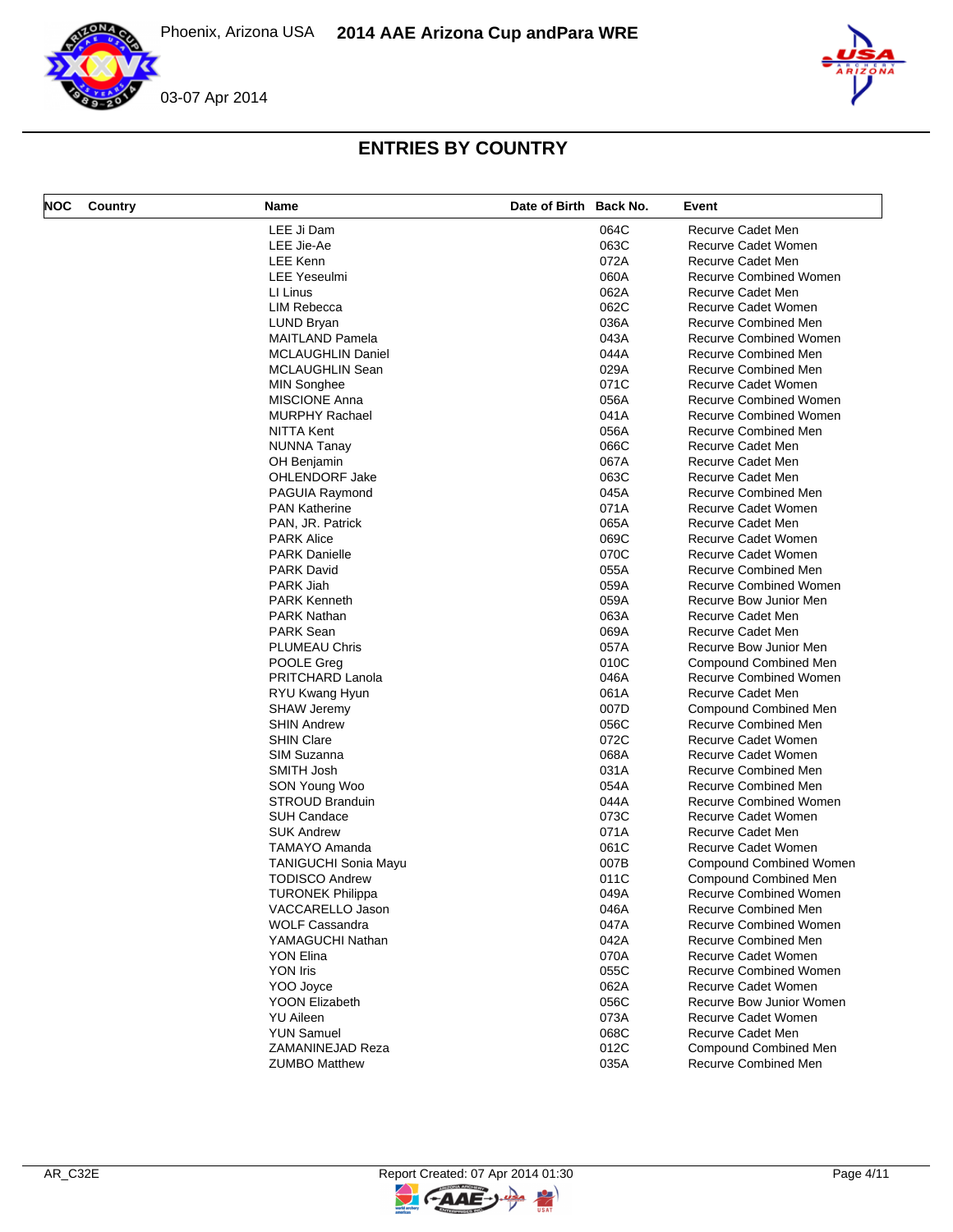## ENTRIES BY COUNTRY

| NOC | Country | Name | Date of Birth | Back No. | Event |
|---|---|---|---|---|---|
| | | LEE Ji Dam | | 064C | Recurve Cadet Men |
| | | LEE Jie-Ae | | 063C | Recurve Cadet Women |
| | | LEE Kenn | | 072A | Recurve Cadet Men |
| | | LEE Yeseulmi | | 060A | Recurve Combined Women |
| | | LI Linus | | 062A | Recurve Cadet Men |
| | | LIM Rebecca | | 062C | Recurve Cadet Women |
| | | LUND Bryan | | 036A | Recurve Combined Men |
| | | MAITLAND Pamela | | 043A | Recurve Combined Women |
| | | MCLAUGHLIN Daniel | | 044A | Recurve Combined Men |
| | | MCLAUGHLIN Sean | | 029A | Recurve Combined Men |
| | | MIN Songhee | | 071C | Recurve Cadet Women |
| | | MISCIONE Anna | | 056A | Recurve Combined Women |
| | | MURPHY Rachael | | 041A | Recurve Combined Women |
| | | NITTA Kent | | 056A | Recurve Combined Men |
| | | NUNNA Tanay | | 066C | Recurve Cadet Men |
| | | OH Benjamin | | 067A | Recurve Cadet Men |
| | | OHLENDORF Jake | | 063C | Recurve Cadet Men |
| | | PAGUIA Raymond | | 045A | Recurve Combined Men |
| | | PAN Katherine | | 071A | Recurve Cadet Women |
| | | PAN, JR. Patrick | | 065A | Recurve Cadet Men |
| | | PARK Alice | | 069C | Recurve Cadet Women |
| | | PARK Danielle | | 070C | Recurve Cadet Women |
| | | PARK David | | 055A | Recurve Combined Men |
| | | PARK Jiah | | 059A | Recurve Combined Women |
| | | PARK Kenneth | | 059A | Recurve Bow Junior Men |
| | | PARK Nathan | | 063A | Recurve Cadet Men |
| | | PARK Sean | | 069A | Recurve Cadet Men |
| | | PLUMEAU Chris | | 057A | Recurve Bow Junior Men |
| | | POOLE Greg | | 010C | Compound Combined Men |
| | | PRITCHARD Lanola | | 046A | Recurve Combined Women |
| | | RYU Kwang Hyun | | 061A | Recurve Cadet Men |
| | | SHAW Jeremy | | 007D | Compound Combined Men |
| | | SHIN Andrew | | 056C | Recurve Combined Men |
| | | SHIN Clare | | 072C | Recurve Cadet Women |
| | | SIM Suzanna | | 068A | Recurve Cadet Women |
| | | SMITH Josh | | 031A | Recurve Combined Men |
| | | SON Young Woo | | 054A | Recurve Combined Men |
| | | STROUD Branduin | | 044A | Recurve Combined Women |
| | | SUH Candace | | 073C | Recurve Cadet Women |
| | | SUK Andrew | | 071A | Recurve Cadet Men |
| | | TAMAYO Amanda | | 061C | Recurve Cadet Women |
| | | TANIGUCHI Sonia Mayu | | 007B | Compound Combined Women |
| | | TODISCO Andrew | | 011C | Compound Combined Men |
| | | TURONEK Philippa | | 049A | Recurve Combined Women |
| | | VACCARELLO Jason | | 046A | Recurve Combined Men |
| | | WOLF Cassandra | | 047A | Recurve Combined Women |
| | | YAMAGUCHI Nathan | | 042A | Recurve Combined Men |
| | | YON Elina | | 070A | Recurve Cadet Women |
| | | YON Iris | | 055C | Recurve Combined Women |
| | | YOO Joyce | | 062A | Recurve Cadet Women |
| | | YOON Elizabeth | | 056C | Recurve Bow Junior Women |
| | | YU Aileen | | 073A | Recurve Cadet Women |
| | | YUN Samuel | | 068C | Recurve Cadet Men |
| | | ZAMANINEJAD Reza | | 012C | Compound Combined Men |
| | | ZUMBO Matthew | | 035A | Recurve Combined Men |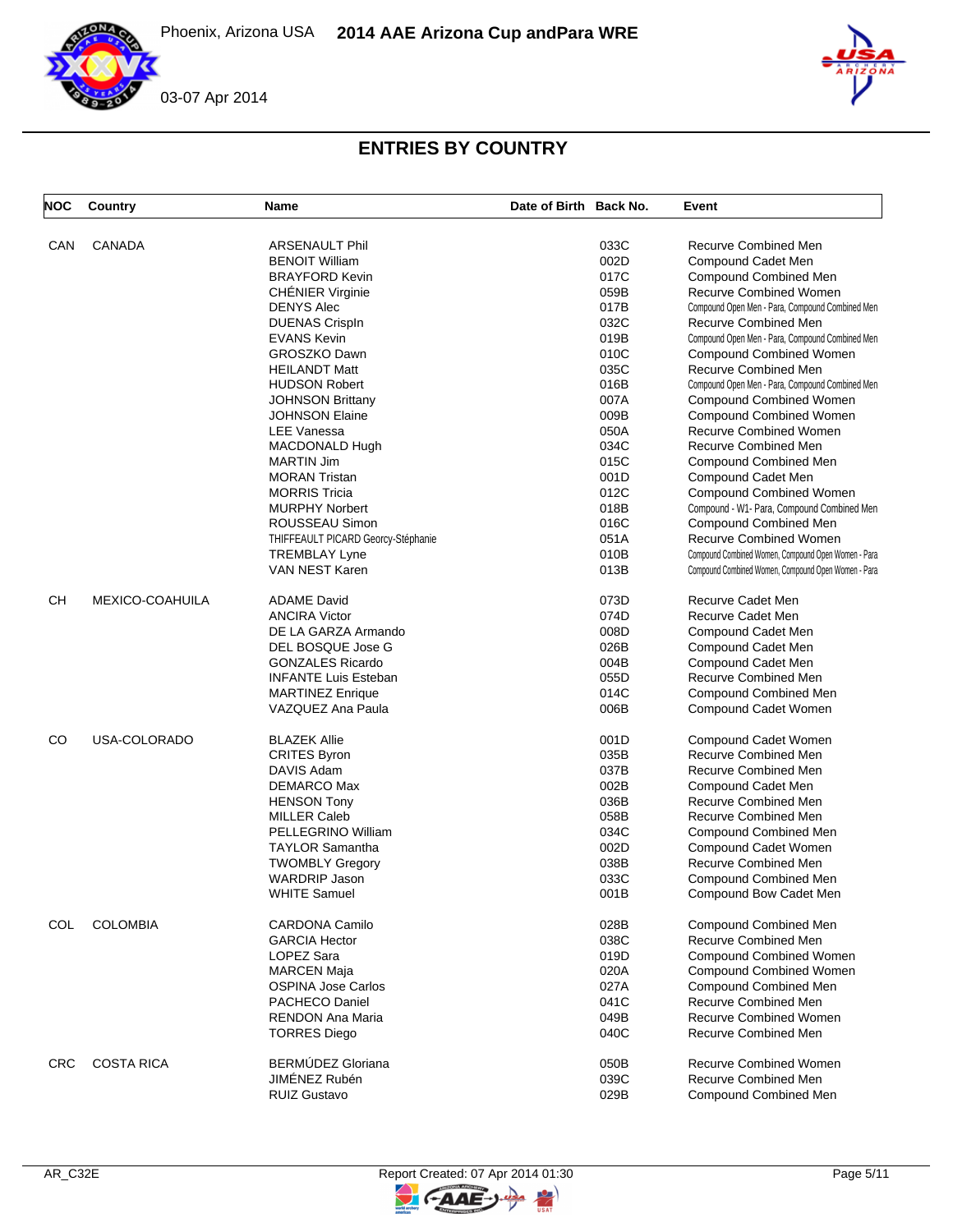Phoenix, Arizona USA **2014 AAE Arizona Cup andPara WRE**

03-07 Apr 2014

# ENTRIES BY COUNTRY

| NOC | Country | Name | Date of Birth | Back No. | Event |
|---|---|---|---|---|---|
| CAN | CANADA | ARSENAULT Phil | | 033C | Recurve Combined Men |
| | | BENOIT William | | 002D | Compound Cadet Men |
| | | BRAYFORD Kevin | | 017C | Compound Combined Men |
| | | CHÉNIER Virginie | | 059B | Recurve Combined Women |
| | | DENYS Alec | | 017B | Compound Open Men - Para, Compound Combined Men |
| | | DUENAS CrispIn | | 032C | Recurve Combined Men |
| | | EVANS Kevin | | 019B | Compound Open Men - Para, Compound Combined Men |
| | | GROSZKO Dawn | | 010C | Compound Combined Women |
| | | HEILANDT Matt | | 035C | Recurve Combined Men |
| | | HUDSON Robert | | 016B | Compound Open Men - Para, Compound Combined Men |
| | | JOHNSON Brittany | | 007A | Compound Combined Women |
| | | JOHNSON Elaine | | 009B | Compound Combined Women |
| | | LEE Vanessa | | 050A | Recurve Combined Women |
| | | MACDONALD Hugh | | 034C | Recurve Combined Men |
| | | MARTIN Jim | | 015C | Compound Combined Men |
| | | MORAN Tristan | | 001D | Compound Cadet Men |
| | | MORRIS Tricia | | 012C | Compound Combined Women |
| | | MURPHY Norbert | | 018B | Compound - W1- Para, Compound Combined Men |
| | | ROUSSEAU Simon | | 016C | Compound Combined Men |
| | | THIFFEAULT PICARD Georcy-Stéphanie | | 051A | Recurve Combined Women |
| | | TREMBLAY Lyne | | 010B | Compound Combined Women, Compound Open Women - Para |
| | | VAN NEST Karen | | 013B | Compound Combined Women, Compound Open Women - Para |
| CH | MEXICO-COAHUILA | ADAME David | | 073D | Recurve Cadet Men |
| | | ANCIRA Victor | | 074D | Recurve Cadet Men |
| | | DE LA GARZA Armando | | 008D | Compound Cadet Men |
| | | DEL BOSQUE Jose G | | 026B | Compound Cadet Men |
| | | GONZALES Ricardo | | 004B | Compound Cadet Men |
| | | INFANTE Luis Esteban | | 055D | Recurve Combined Men |
| | | MARTINEZ Enrique | | 014C | Compound Combined Men |
| | | VAZQUEZ Ana Paula | | 006B | Compound Cadet Women |
| CO | USA-COLORADO | BLAZEK Allie | | 001D | Compound Cadet Women |
| | | CRITES Byron | | 035B | Recurve Combined Men |
| | | DAVIS Adam | | 037B | Recurve Combined Men |
| | | DEMARCO Max | | 002B | Compound Cadet Men |
| | | HENSON Tony | | 036B | Recurve Combined Men |
| | | MILLER Caleb | | 058B | Recurve Combined Men |
| | | PELLEGRINO William | | 034C | Compound Combined Men |
| | | TAYLOR Samantha | | 002D | Compound Cadet Women |
| | | TWOMBLY Gregory | | 038B | Recurve Combined Men |
| | | WARDRIP Jason | | 033C | Compound Combined Men |
| | | WHITE Samuel | | 001B | Compound Bow Cadet Men |
| COL | COLOMBIA | CARDONA Camilo | | 028B | Compound Combined Men |
| | | GARCIA Hector | | 038C | Recurve Combined Men |
| | | LOPEZ Sara | | 019D | Compound Combined Women |
| | | MARCEN Maja | | 020A | Compound Combined Women |
| | | OSPINA Jose Carlos | | 027A | Compound Combined Men |
| | | PACHECO Daniel | | 041C | Recurve Combined Men |
| | | RENDON Ana Maria | | 049B | Recurve Combined Women |
| | | TORRES Diego | | 040C | Recurve Combined Men |
| CRC | COSTA RICA | BERMÚDEZ Gloriana | | 050B | Recurve Combined Women |
| | | JIMÉNEZ Rubén | | 039C | Recurve Combined Men |
| | | RUIZ Gustavo | | 029B | Compound Combined Men |

AR_C32E Report Created: 07 Apr 2014 01:30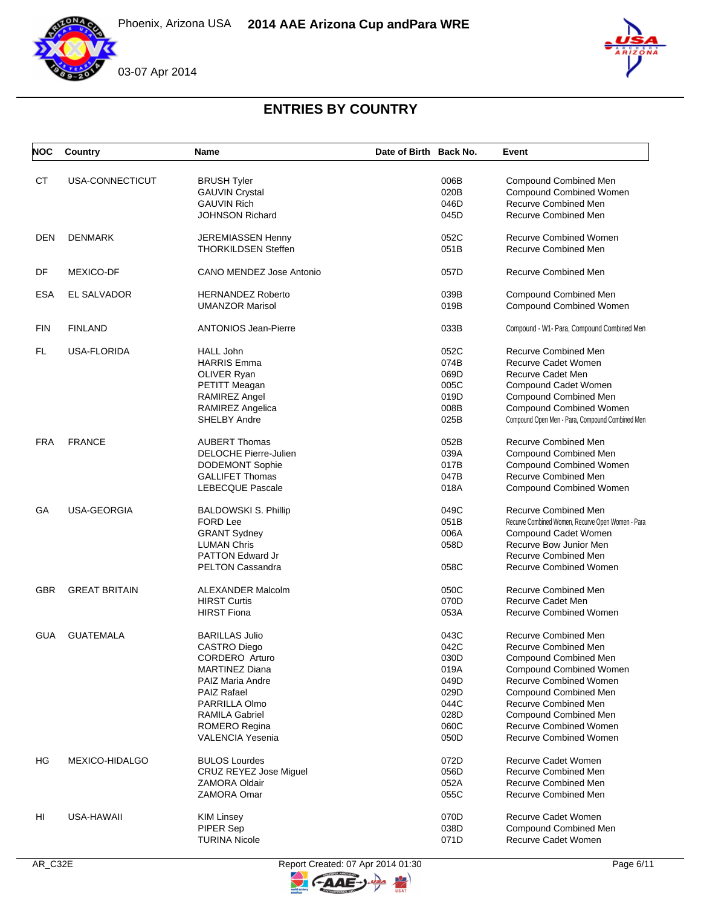Phoenix, Arizona USA **2014 AAE Arizona Cup andPara WRE**

03-07 Apr 2014

# ENTRIES BY COUNTRY

| NOC | Country | Name | Date of Birth | Back No. | Event |
|---|---|---|---|---|---|
| CT | USA-CONNECTICUT | BRUSH Tyler | | 006B | Compound Combined Men |
| | | GAUVIN Crystal | | 020B | Compound Combined Women |
| | | GAUVIN Rich | | 046D | Recurve Combined Men |
| | | JOHNSON Richard | | 045D | Recurve Combined Men |
| DEN | DENMARK | JEREMIASSEN Henny | | 052C | Recurve Combined Women |
| | | THORKILDSEN Steffen | | 051B | Recurve Combined Men |
| DF | MEXICO-DF | CANO MENDEZ Jose Antonio | | 057D | Recurve Combined Men |
| ESA | EL SALVADOR | HERNANDEZ Roberto | | 039B | Compound Combined Men |
| | | UMANZOR Marisol | | 019B | Compound Combined Women |
| FIN | FINLAND | ANTONIOS Jean-Pierre | | 033B | Compound - W1- Para, Compound Combined Men |
| FL | USA-FLORIDA | HALL John | | 052C | Recurve Combined Men |
| | | HARRIS Emma | | 074B | Recurve Cadet Women |
| | | OLIVER Ryan | | 069D | Recurve Cadet Men |
| | | PETITT Meagan | | 005C | Compound Cadet Women |
| | | RAMIREZ Angel | | 019D | Compound Combined Men |
| | | RAMIREZ Angelica | | 008B | Compound Combined Women |
| | | SHELBY Andre | | 025B | Compound Open Men - Para, Compound Combined Men |
| FRA | FRANCE | AUBERT Thomas | | 052B | Recurve Combined Men |
| | | DELOCHE Pierre-Julien | | 039A | Compound Combined Men |
| | | DODEMONT Sophie | | 017B | Compound Combined Women |
| | | GALLIFET Thomas | | 047B | Recurve Combined Men |
| | | LEBECQUE Pascale | | 018A | Compound Combined Women |
| GA | USA-GEORGIA | BALDOWSKI S. Phillip | | 049C | Recurve Combined Men |
| | | FORD Lee | | 051B | Recurve Combined Women, Recurve Open Women - Para |
| | | GRANT Sydney | | 006A | Compound Cadet Women |
| | | LUMAN Chris | | 058D | Recurve Bow Junior Men |
| | | PATTON Edward Jr | | | Recurve Combined Men |
| | | PELTON Cassandra | | 058C | Recurve Combined Women |
| GBR | GREAT BRITAIN | ALEXANDER Malcolm | | 050C | Recurve Combined Men |
| | | HIRST Curtis | | 070D | Recurve Cadet Men |
| | | HIRST Fiona | | 053A | Recurve Combined Women |
| GUA | GUATEMALA | BARILLAS Julio | | 043C | Recurve Combined Men |
| | | CASTRO Diego | | 042C | Recurve Combined Men |
| | | CORDERO Arturo | | 030D | Compound Combined Men |
| | | MARTINEZ Diana | | 019A | Compound Combined Women |
| | | PAIZ Maria Andre | | 049D | Recurve Combined Women |
| | | PAIZ Rafael | | 029D | Compound Combined Men |
| | | PARRILLA Olmo | | 044C | Recurve Combined Men |
| | | RAMILA Gabriel | | 028D | Compound Combined Men |
| | | ROMERO Regina | | 060C | Recurve Combined Women |
| | | VALENCIA Yesenia | | 050D | Recurve Combined Women |
| HG | MEXICO-HIDALGO | BULOS Lourdes | | 072D | Recurve Cadet Women |
| | | CRUZ REYEZ Jose Miguel | | 056D | Recurve Combined Men |
| | | ZAMORA Oldair | | 052A | Recurve Combined Men |
| | | ZAMORA Omar | | 055C | Recurve Combined Men |
| HI | USA-HAWAII | KIM Linsey | | 070D | Recurve Cadet Women |
| | | PIPER Sep | | 038D | Compound Combined Men |
| | | TURINA Nicole | | 071D | Recurve Cadet Women |

AR_C32E Report Created: 07 Apr 2014 01:30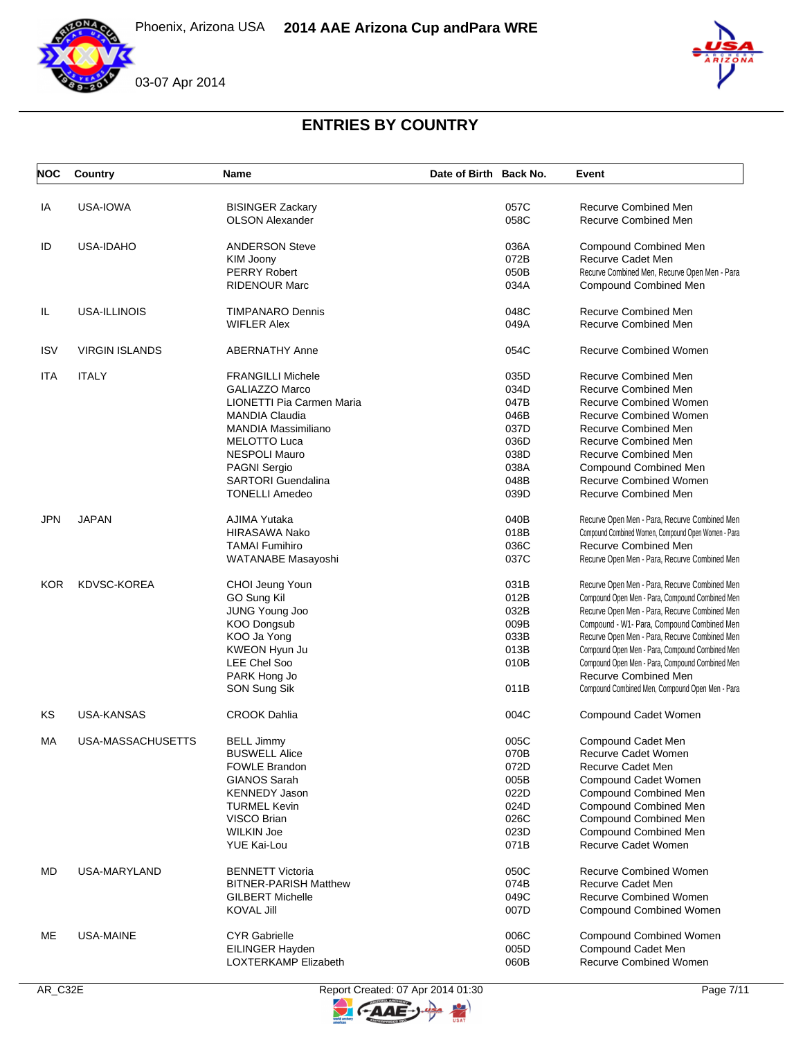# ENTRIES BY COUNTRY

| NOC | Country | Name | Date of Birth | Back No. | Event |
|---|---|---|---|---|---|
| IA | USA-IOWA | BISINGER Zackary | | 057C | Recurve Combined Men |
| | | OLSON Alexander | | 058C | Recurve Combined Men |
| ID | USA-IDAHO | ANDERSON Steve | | 036A | Compound Combined Men |
| | | KIM Joony | | 072B | Recurve Cadet Men |
| | | PERRY Robert | | 050B | Recurve Combined Men, Recurve Open Men - Para |
| | | RIDENOUR Marc | | 034A | Compound Combined Men |
| IL | USA-ILLINOIS | TIMPANARO Dennis | | 048C | Recurve Combined Men |
| | | WIFLER Alex | | 049A | Recurve Combined Men |
| ISV | VIRGIN ISLANDS | ABERNATHY Anne | | 054C | Recurve Combined Women |
| ITA | ITALY | FRANGILLI Michele | | 035D | Recurve Combined Men |
| | | GALIAZZO Marco | | 034D | Recurve Combined Men |
| | | LIONETTI Pia Carmen Maria | | 047B | Recurve Combined Women |
| | | MANDIA Claudia | | 046B | Recurve Combined Women |
| | | MANDIA Massimiliano | | 037D | Recurve Combined Men |
| | | MELOTTO Luca | | 036D | Recurve Combined Men |
| | | NESPOLI Mauro | | 038D | Recurve Combined Men |
| | | PAGNI Sergio | | 038A | Compound Combined Men |
| | | SARTORI Guendalina | | 048B | Recurve Combined Women |
| | | TONELLI Amedeo | | 039D | Recurve Combined Men |
| JPN | JAPAN | AJIMA Yutaka | | 040B | Recurve Open Men - Para, Recurve Combined Men |
| | | HIRASAWA Nako | | 018B | Compound Combined Women, Compound Open Women - Para |
| | | TAMAI Fumihiro | | 036C | Recurve Combined Men |
| | | WATANABE Masayoshi | | 037C | Recurve Open Men - Para, Recurve Combined Men |
| KOR | KDVSC-KOREA | CHOI Jeung Youn | | 031B | Recurve Open Men - Para, Recurve Combined Men |
| | | GO Sung Kil | | 012B | Compound Open Men - Para, Compound Combined Men |
| | | JUNG Young Joo | | 032B | Recurve Open Men - Para, Recurve Combined Men |
| | | KOO Dongsub | | 009B | Compound - W1- Para, Compound Combined Men |
| | | KOO Ja Yong | | 033B | Recurve Open Men - Para, Recurve Combined Men |
| | | KWEON Hyun Ju | | 013B | Compound Open Men - Para, Compound Combined Men |
| | | LEE Chel Soo | | 010B | Compound Open Men - Para, Compound Combined Men |
| | | PARK Hong Jo | | | Recurve Combined Men |
| | | SON Sung Sik | | 011B | Compound Combined Men, Compound Open Men - Para |
| KS | USA-KANSAS | CROOK Dahlia | | 004C | Compound Cadet Women |
| MA | USA-MASSACHUSETTS | BELL Jimmy | | 005C | Compound Cadet Men |
| | | BUSWELL Alice | | 070B | Recurve Cadet Women |
| | | FOWLE Brandon | | 072D | Recurve Cadet Men |
| | | GIANOS Sarah | | 005B | Compound Cadet Women |
| | | KENNEDY Jason | | 022D | Compound Combined Men |
| | | TURMEL Kevin | | 024D | Compound Combined Men |
| | | VISCO Brian | | 026C | Compound Combined Men |
| | | WILKIN Joe | | 023D | Compound Combined Men |
| | | YUE Kai-Lou | | 071B | Recurve Cadet Women |
| MD | USA-MARYLAND | BENNETT Victoria | | 050C | Recurve Combined Women |
| | | BITNER-PARISH Matthew | | 074B | Recurve Cadet Men |
| | | GILBERT Michelle | | 049C | Recurve Combined Women |
| | | KOVAL Jill | | 007D | Compound Combined Women |
| ME | USA-MAINE | CYR Gabrielle | | 006C | Compound Combined Women |
| | | EILINGER Hayden | | 005D | Compound Cadet Men |
| | | LOXTERKAMP Elizabeth | | 060B | Recurve Combined Women |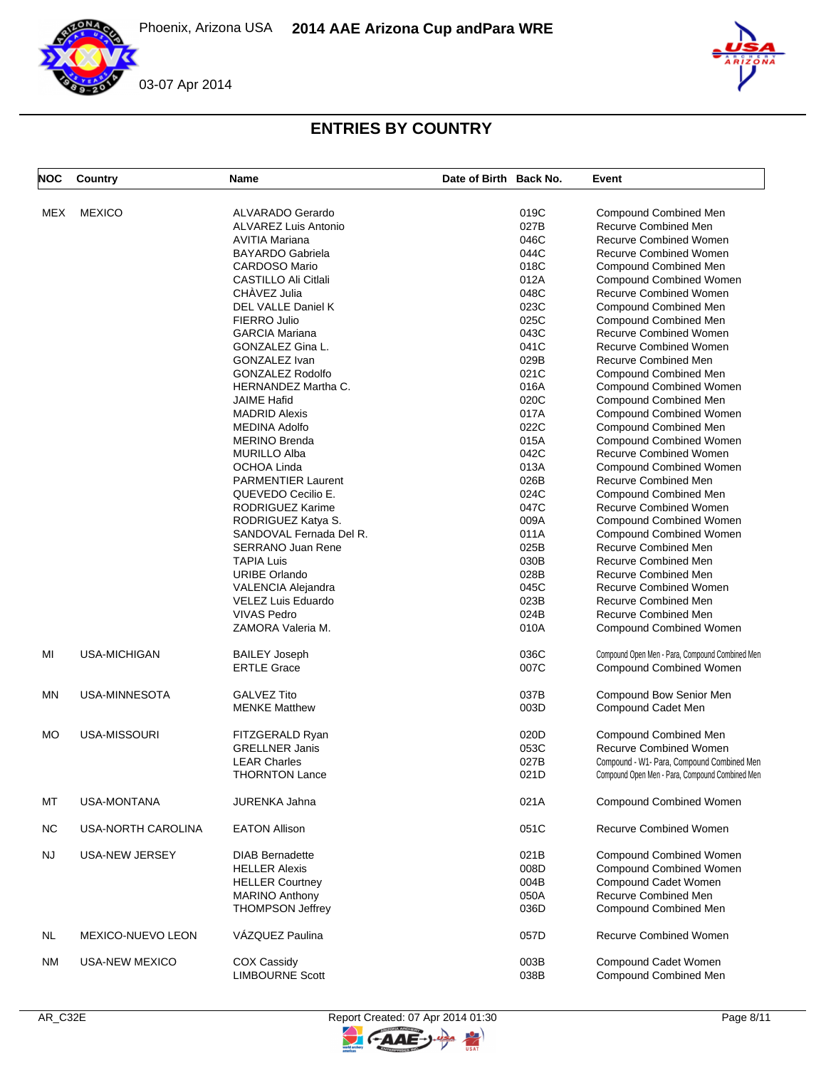Phoenix, Arizona USA **2014 AAE Arizona Cup andPara WRE**

03-07 Apr 2014

## ENTRIES BY COUNTRY

| NOC | Country | Name | Date of Birth | Back No. | Event |
|---|---|---|---|---|---|
| MEX | MEXICO | ALVARADO Gerardo | | 019C | Compound Combined Men |
| | | ALVAREZ Luis Antonio | | 027B | Recurve Combined Men |
| | | AVITIA Mariana | | 046C | Recurve Combined Women |
| | | BAYARDO Gabriela | | 044C | Recurve Combined Women |
| | | CARDOSO Mario | | 018C | Compound Combined Men |
| | | CASTILLO Ali Citlali | | 012A | Compound Combined Women |
| | | CHÀVEZ Julia | | 048C | Recurve Combined Women |
| | | DEL VALLE Daniel K | | 023C | Compound Combined Men |
| | | FIERRO Julio | | 025C | Compound Combined Men |
| | | GARCIA Mariana | | 043C | Recurve Combined Women |
| | | GONZALEZ Gina L. | | 041C | Recurve Combined Women |
| | | GONZALEZ Ivan | | 029B | Recurve Combined Men |
| | | GONZALEZ Rodolfo | | 021C | Compound Combined Men |
| | | HERNANDEZ Martha C. | | 016A | Compound Combined Women |
| | | JAIME Hafid | | 020C | Compound Combined Men |
| | | MADRID Alexis | | 017A | Compound Combined Women |
| | | MEDINA Adolfo | | 022C | Compound Combined Men |
| | | MERINO Brenda | | 015A | Compound Combined Women |
| | | MURILLO Alba | | 042C | Recurve Combined Women |
| | | OCHOA Linda | | 013A | Compound Combined Women |
| | | PARMENTIER Laurent | | 026B | Recurve Combined Men |
| | | QUEVEDO Cecilio E. | | 024C | Compound Combined Men |
| | | RODRIGUEZ Karime | | 047C | Recurve Combined Women |
| | | RODRIGUEZ Katya S. | | 009A | Compound Combined Women |
| | | SANDOVAL Fernada Del R. | | 011A | Compound Combined Women |
| | | SERRANO Juan Rene | | 025B | Recurve Combined Men |
| | | TAPIA Luis | | 030B | Recurve Combined Men |
| | | URIBE Orlando | | 028B | Recurve Combined Men |
| | | VALENCIA Alejandra | | 045C | Recurve Combined Women |
| | | VELEZ Luis Eduardo | | 023B | Recurve Combined Men |
| | | VIVAS Pedro | | 024B | Recurve Combined Men |
| | | ZAMORA Valeria M. | | 010A | Compound Combined Women |
| MI | USA-MICHIGAN | BAILEY Joseph | | 036C | Compound Open Men - Para, Compound Combined Men |
| | | ERTLE Grace | | 007C | Compound Combined Women |
| MN | USA-MINNESOTA | GALVEZ Tito | | 037B | Compound Bow Senior Men |
| | | MENKE Matthew | | 003D | Compound Cadet Men |
| MO | USA-MISSOURI | FITZGERALD Ryan | | 020D | Compound Combined Men |
| | | GRELLNER Janis | | 053C | Recurve Combined Women |
| | | LEAR Charles | | 027B | Compound - W1- Para, Compound Combined Men |
| | | THORNTON Lance | | 021D | Compound Open Men - Para, Compound Combined Men |
| MT | USA-MONTANA | JURENKA Jahna | | 021A | Compound Combined Women |
| NC | USA-NORTH CAROLINA | EATON Allison | | 051C | Recurve Combined Women |
| NJ | USA-NEW JERSEY | DIAB Bernadette | | 021B | Compound Combined Women |
| | | HELLER Alexis | | 008D | Compound Combined Women |
| | | HELLER Courtney | | 004B | Compound Cadet Women |
| | | MARINO Anthony | | 050A | Recurve Combined Men |
| | | THOMPSON Jeffrey | | 036D | Compound Combined Men |
| NL | MEXICO-NUEVO LEON | VÁZQUEZ Paulina | | 057D | Recurve Combined Women |
| NM | USA-NEW MEXICO | COX Cassidy | | 003B | Compound Cadet Women |
| | | LIMBOURNE Scott | | 038B | Compound Combined Men |

AR_C32E Report Created: 07 Apr 2014 01:30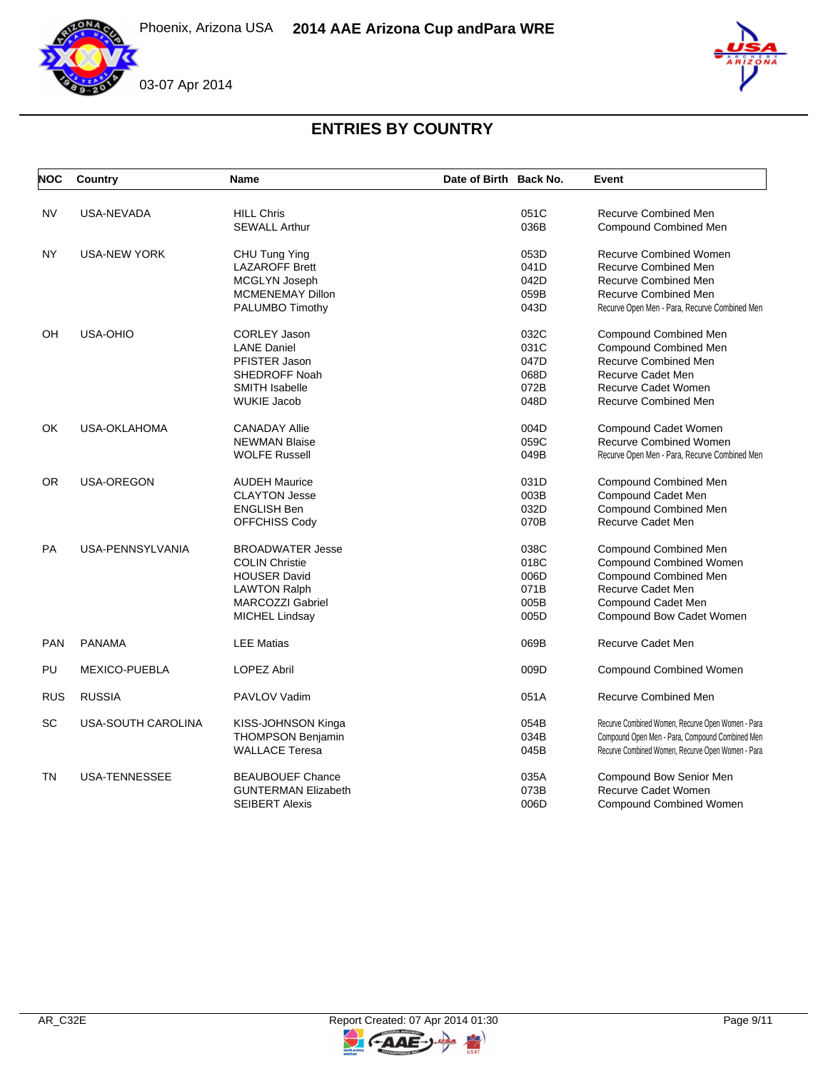## ENTRIES BY COUNTRY

| NOC | Country | Name | Date of Birth | Back No. | Event |
|---|---|---|---|---|---|
| NV | USA-NEVADA | HILL Chris | | 051C | Recurve Combined Men |
| | | SEWALL Arthur | | 036B | Compound Combined Men |
| NY | USA-NEW YORK | CHU Tung Ying | | 053D | Recurve Combined Women |
| | | LAZAROFF Brett | | 041D | Recurve Combined Men |
| | | MCGLYN Joseph | | 042D | Recurve Combined Men |
| | | MCMENEMAY Dillon | | 059B | Recurve Combined Men |
| | | PALUMBO Timothy | | 043D | Recurve Open Men - Para, Recurve Combined Men |
| OH | USA-OHIO | CORLEY Jason | | 032C | Compound Combined Men |
| | | LANE Daniel | | 031C | Compound Combined Men |
| | | PFISTER Jason | | 047D | Recurve Combined Men |
| | | SHEDROFF Noah | | 068D | Recurve Cadet Men |
| | | SMITH Isabelle | | 072B | Recurve Cadet Women |
| | | WUKIE Jacob | | 048D | Recurve Combined Men |
| OK | USA-OKLAHOMA | CANADAY Allie | | 004D | Compound Cadet Women |
| | | NEWMAN Blaise | | 059C | Recurve Combined Women |
| | | WOLFE Russell | | 049B | Recurve Open Men - Para, Recurve Combined Men |
| OR | USA-OREGON | AUDEH Maurice | | 031D | Compound Combined Men |
| | | CLAYTON Jesse | | 003B | Compound Cadet Men |
| | | ENGLISH Ben | | 032D | Compound Combined Men |
| | | OFFCHISS Cody | | 070B | Recurve Cadet Men |
| PA | USA-PENNSYLVANIA | BROADWATER Jesse | | 038C | Compound Combined Men |
| | | COLIN Christie | | 018C | Compound Combined Women |
| | | HOUSER David | | 006D | Compound Combined Men |
| | | LAWTON Ralph | | 071B | Recurve Cadet Men |
| | | MARCOZZI Gabriel | | 005B | Compound Cadet Men |
| | | MICHEL Lindsay | | 005D | Compound Bow Cadet Women |
| PAN | PANAMA | LEE Matias | | 069B | Recurve Cadet Men |
| PU | MEXICO-PUEBLA | LOPEZ Abril | | 009D | Compound Combined Women |
| RUS | RUSSIA | PAVLOV Vadim | | 051A | Recurve Combined Men |
| SC | USA-SOUTH CAROLINA | KISS-JOHNSON Kinga | | 054B | Recurve Combined Women, Recurve Open Women - Para |
| | | THOMPSON Benjamin | | 034B | Compound Open Men - Para, Compound Combined Men |
| | | WALLACE Teresa | | 045B | Recurve Combined Women, Recurve Open Women - Para |
| TN | USA-TENNESSEE | BEAUBOUEF Chance | | 035A | Compound Bow Senior Men |
| | | GUNTERMAN Elizabeth | | 073B | Recurve Cadet Women |
| | | SEIBERT Alexis | | 006D | Compound Combined Women |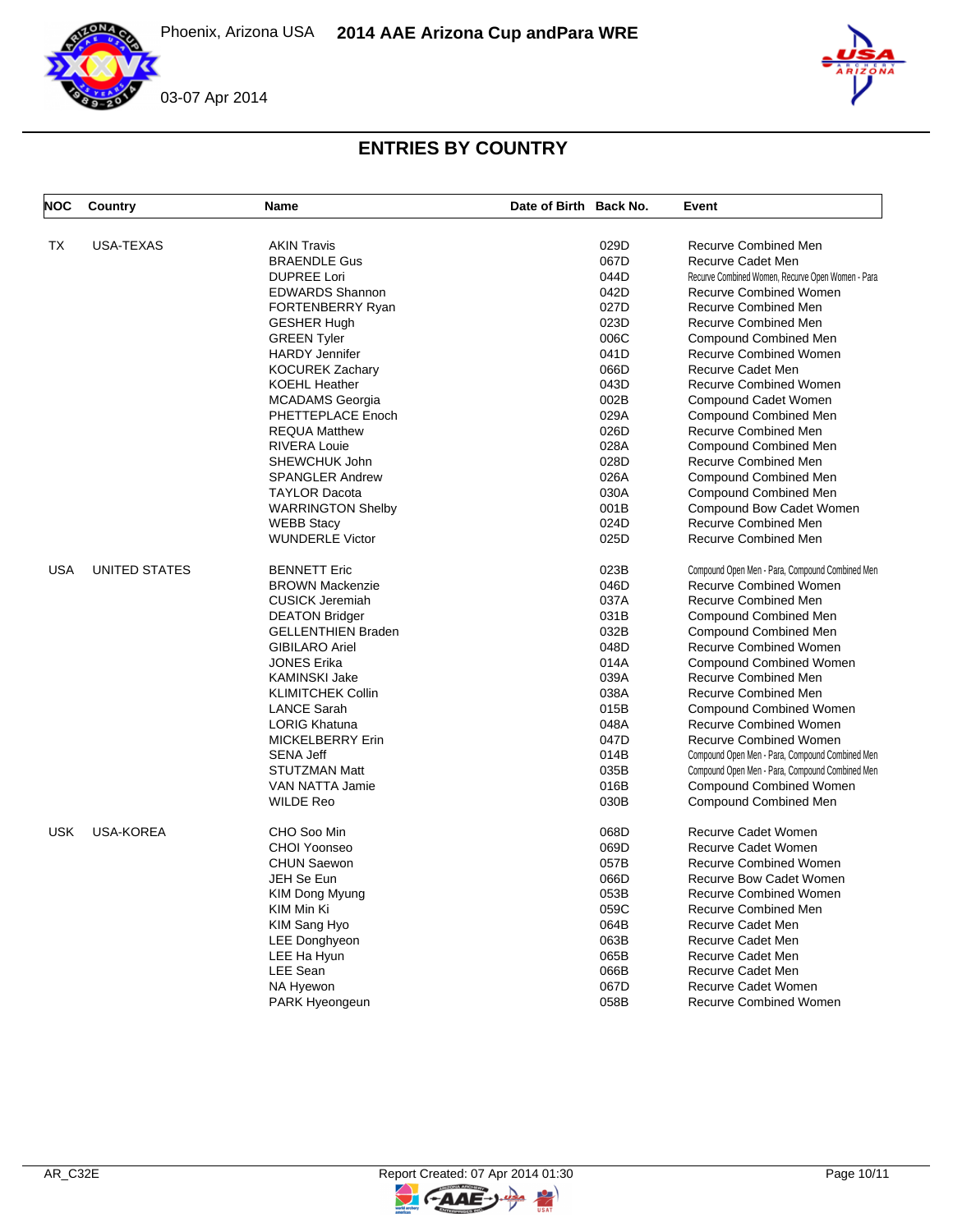Phoenix, Arizona USA **2014 AAE Arizona Cup andPara WRE**

03-07 Apr 2014

## ENTRIES BY COUNTRY

| NOC | Country | Name | Date of Birth | Back No. | Event |
|---|---|---|---|---|---|
| TX | USA-TEXAS | AKIN Travis | | 029D | Recurve Combined Men |
| | | BRAENDLE Gus | | 067D | Recurve Cadet Men |
| | | DUPREE Lori | | 044D | Recurve Combined Women, Recurve Open Women - Para |
| | | EDWARDS Shannon | | 042D | Recurve Combined Women |
| | | FORTENBERRY Ryan | | 027D | Recurve Combined Men |
| | | GESHER Hugh | | 023D | Recurve Combined Men |
| | | GREEN Tyler | | 006C | Compound Combined Men |
| | | HARDY Jennifer | | 041D | Recurve Combined Women |
| | | KOCUREK Zachary | | 066D | Recurve Cadet Men |
| | | KOEHL Heather | | 043D | Recurve Combined Women |
| | | MCADAMS Georgia | | 002B | Compound Cadet Women |
| | | PHETTEPLACE Enoch | | 029A | Compound Combined Men |
| | | REQUA Matthew | | 026D | Recurve Combined Men |
| | | RIVERA Louie | | 028A | Compound Combined Men |
| | | SHEWCHUK John | | 028D | Recurve Combined Men |
| | | SPANGLER Andrew | | 026A | Compound Combined Men |
| | | TAYLOR Dacota | | 030A | Compound Combined Men |
| | | WARRINGTON Shelby | | 001B | Compound Bow Cadet Women |
| | | WEBB Stacy | | 024D | Recurve Combined Men |
| | | WUNDERLE Victor | | 025D | Recurve Combined Men |
| USA | UNITED STATES | BENNETT Eric | | 023B | Compound Open Men - Para, Compound Combined Men |
| | | BROWN Mackenzie | | 046D | Recurve Combined Women |
| | | CUSICK Jeremiah | | 037A | Recurve Combined Men |
| | | DEATON Bridger | | 031B | Compound Combined Men |
| | | GELLENTHIEN Braden | | 032B | Compound Combined Men |
| | | GIBILARO Ariel | | 048D | Recurve Combined Women |
| | | JONES Erika | | 014A | Compound Combined Women |
| | | KAMINSKI Jake | | 039A | Recurve Combined Men |
| | | KLIMITCHEK Collin | | 038A | Recurve Combined Men |
| | | LANCE Sarah | | 015B | Compound Combined Women |
| | | LORIG Khatuna | | 048A | Recurve Combined Women |
| | | MICKELBERRY Erin | | 047D | Recurve Combined Women |
| | | SENA Jeff | | 014B | Compound Open Men - Para, Compound Combined Men |
| | | STUTZMAN Matt | | 035B | Compound Open Men - Para, Compound Combined Men |
| | | VAN NATTA Jamie | | 016B | Compound Combined Women |
| | | WILDE Reo | | 030B | Compound Combined Men |
| USK | USA-KOREA | CHO Soo Min | | 068D | Recurve Cadet Women |
| | | CHOI Yoonseo | | 069D | Recurve Cadet Women |
| | | CHUN Saewon | | 057B | Recurve Combined Women |
| | | JEH Se Eun | | 066D | Recurve Bow Cadet Women |
| | | KIM Dong Myung | | 053B | Recurve Combined Women |
| | | KIM Min Ki | | 059C | Recurve Combined Men |
| | | KIM Sang Hyo | | 064B | Recurve Cadet Men |
| | | LEE Donghyeon | | 063B | Recurve Cadet Men |
| | | LEE Ha Hyun | | 065B | Recurve Cadet Men |
| | | LEE Sean | | 066B | Recurve Cadet Men |
| | | NA Hyewon | | 067D | Recurve Cadet Women |
| | | PARK Hyeongeun | | 058B | Recurve Combined Women |

AR_C32E — Report Created: 07 Apr 2014 01:30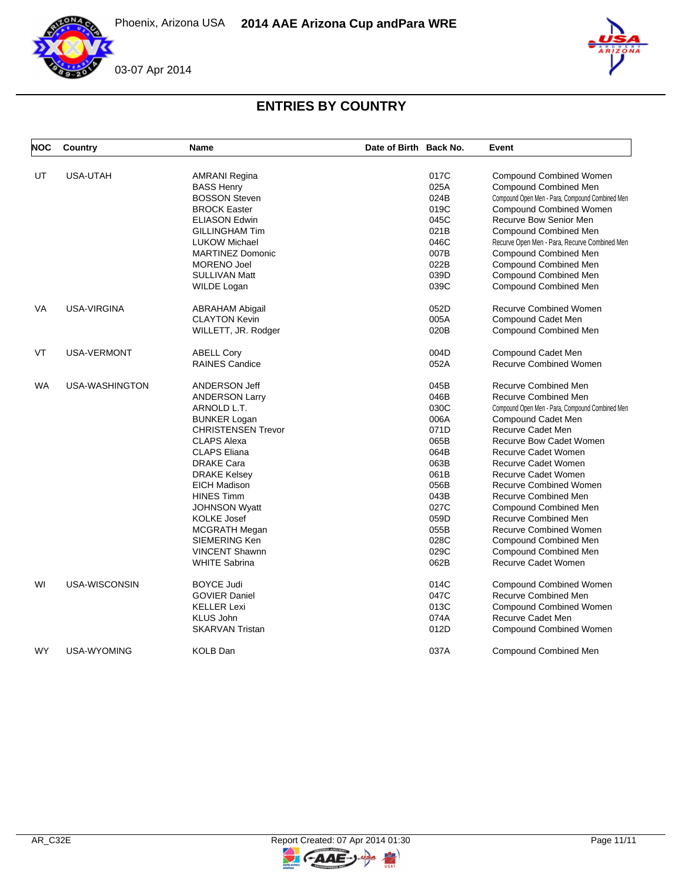Phoenix, Arizona USA **2014 AAE Arizona Cup andPara WRE**

03-07 Apr 2014

## ENTRIES BY COUNTRY

| NOC | Country | Name | Date of Birth | Back No. | Event |
|---|---|---|---|---|---|
| UT | USA-UTAH | AMRANI Regina | | 017C | Compound Combined Women |
| | | BASS Henry | | 025A | Compound Combined Men |
| | | BOSSON Steven | | 024B | Compound Open Men - Para, Compound Combined Men |
| | | BROCK Easter | | 019C | Compound Combined Women |
| | | ELIASON Edwin | | 045C | Recurve Bow Senior Men |
| | | GILLINGHAM Tim | | 021B | Compound Combined Men |
| | | LUKOW Michael | | 046C | Recurve Open Men - Para, Recurve Combined Men |
| | | MARTINEZ Domonic | | 007B | Compound Combined Men |
| | | MORENO Joel | | 022B | Compound Combined Men |
| | | SULLIVAN Matt | | 039D | Compound Combined Men |
| | | WILDE Logan | | 039C | Compound Combined Men |
| VA | USA-VIRGINA | ABRAHAM Abigail | | 052D | Recurve Combined Women |
| | | CLAYTON Kevin | | 005A | Compound Cadet Men |
| | | WILLETT, JR. Rodger | | 020B | Compound Combined Men |
| VT | USA-VERMONT | ABELL Cory | | 004D | Compound Cadet Men |
| | | RAINES Candice | | 052A | Recurve Combined Women |
| WA | USA-WASHINGTON | ANDERSON Jeff | | 045B | Recurve Combined Men |
| | | ANDERSON Larry | | 046B | Recurve Combined Men |
| | | ARNOLD L.T. | | 030C | Compound Open Men - Para, Compound Combined Men |
| | | BUNKER Logan | | 006A | Compound Cadet Men |
| | | CHRISTENSEN Trevor | | 071D | Recurve Cadet Men |
| | | CLAPS Alexa | | 065B | Recurve Bow Cadet Women |
| | | CLAPS Eliana | | 064B | Recurve Cadet Women |
| | | DRAKE Cara | | 063B | Recurve Cadet Women |
| | | DRAKE Kelsey | | 061B | Recurve Cadet Women |
| | | EICH Madison | | 056B | Recurve Combined Women |
| | | HINES Timm | | 043B | Recurve Combined Men |
| | | JOHNSON Wyatt | | 027C | Compound Combined Men |
| | | KOLKE Josef | | 059D | Recurve Combined Men |
| | | MCGRATH Megan | | 055B | Recurve Combined Women |
| | | SIEMERING Ken | | 028C | Compound Combined Men |
| | | VINCENT Shawnn | | 029C | Compound Combined Men |
| | | WHITE Sabrina | | 062B | Recurve Cadet Women |
| WI | USA-WISCONSIN | BOYCE Judi | | 014C | Compound Combined Women |
| | | GOVIER Daniel | | 047C | Recurve Combined Men |
| | | KELLER Lexi | | 013C | Compound Combined Women |
| | | KLUS John | | 074A | Recurve Cadet Men |
| | | SKARVAN Tristan | | 012D | Compound Combined Women |
| WY | USA-WYOMING | KOLB Dan | | 037A | Compound Combined Men |

AR_C32E Report Created: 07 Apr 2014 01:30